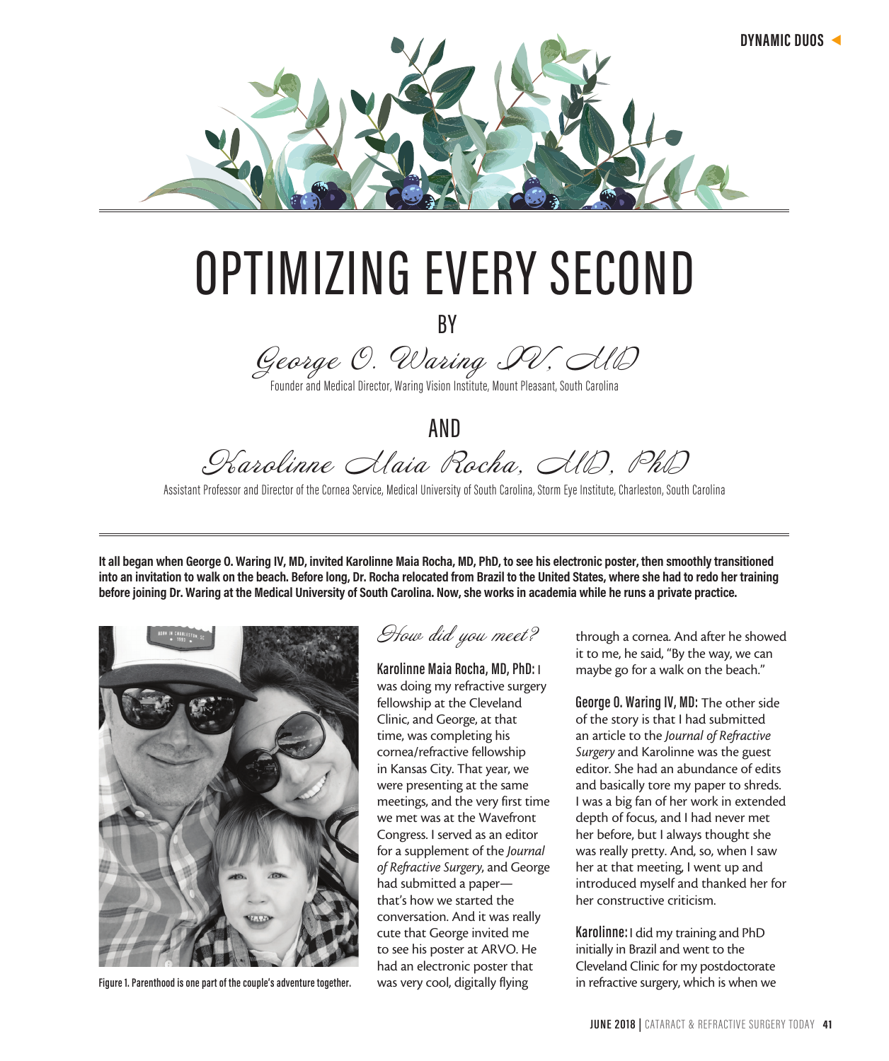# OPTIMIZING EVERY SECOND

BY

*George O. Waring IV, MD*

Founder and Medical Director, Waring Vision Institute, Mount Pleasant, South Carolina

AND

*Karolinne Maia Rocha, MD, PhD*

Assistant Professor and Director of the Cornea Service, Medical University of South Carolina, Storm Eye Institute, Charleston, South Carolina

**It all began when George O. Waring IV, MD, invited Karolinne Maia Rocha, MD, PhD, to see his electronic poster, then smoothly transitioned into an invitation to walk on the beach. Before long, Dr. Rocha relocated from Brazil to the United States, where she had to redo her training before joining Dr. Waring at the Medical University of South Carolina. Now, she works in academia while he runs a private practice.**

Figure 1. Parenthood is one part of the couple's adventure together.

## *How did you meet?*

**Karolinne Maia Rocha, MD, PhD:** I was doing my refractive surgery fellowship at the Cleveland Clinic, and George, at that time, was completing his cornea/refractive fellowship in Kansas City. That year, we were presenting at the same meetings, and the very first time we met was at the Wavefront Congress. I served as an editor for a supplement of the *Journal of Refractive Surgery*, and George had submitted a paper—that's how we started the conversation. And it was really cute that George invited me to see his poster at ARVO. He had an electronic poster that was very cool, digitally flying through a cornea. And after he showed it to me, he said, "By the way, we can maybe go for a walk on the beach."

**George O. Waring IV, MD:** The other side of the story is that I had submitted an article to the *Journal of Refractive Surgery* and Karolinne was the guest editor. She had an abundance of edits and basically tore my paper to shreds. I was a big fan of her work in extended depth of focus, and I had never met her before, but I always thought she was really pretty. And, so, when I saw her at that meeting, I went up and introduced myself and thanked her for her constructive criticism.

**Karolinne:** I did my training and PhD initially in Brazil and went to the Cleveland Clinic for my postdoctorate in refractive surgery, which is when we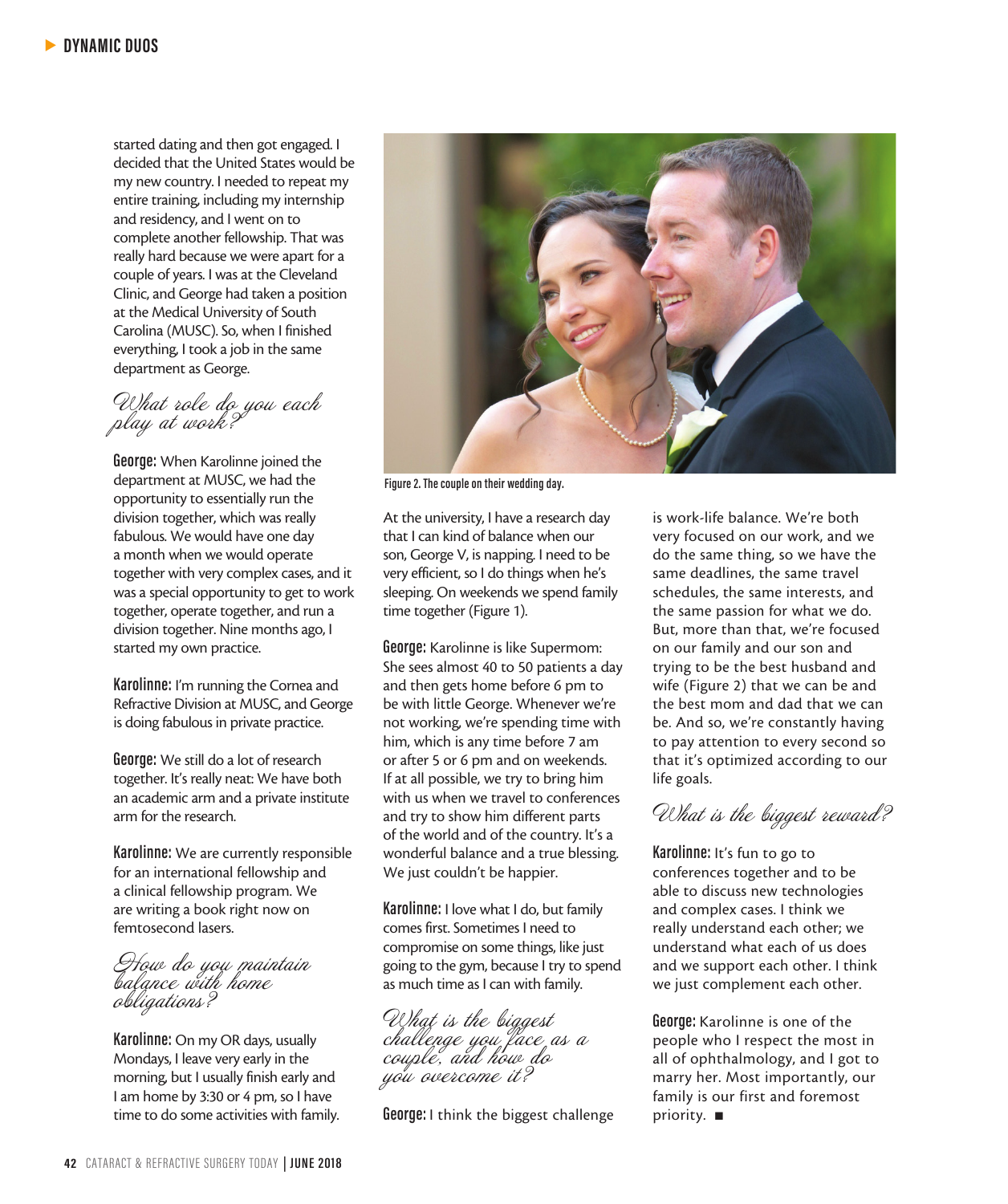started dating and then got engaged. I decided that the United States would be my new country. I needed to repeat my entire training, including my internship and residency, and I went on to complete another fellowship. That was really hard because we were apart for a couple of years. I was at the Cleveland Clinic, and George had taken a position at the Medical University of South Carolina (MUSC). So, when I finished everything, I took a job in the same department as George.

## *What role do you each play at work?*

**George:** When Karolinne joined the department at MUSC, we had the opportunity to essentially run the division together, which was really fabulous. We would have one day a month when we would operate together with very complex cases, and it was a special opportunity to get to work together, operate together, and run a division together. Nine months ago, I started my own practice.

**Karolinne:** I'm running the Cornea and Refractive Division at MUSC, and George is doing fabulous in private practice.

**George:** We still do a lot of research together. It's really neat: We have both an academic arm and a private institute arm for the research.

**Karolinne:** We are currently responsible for an international fellowship and a clinical fellowship program. We are writing a book right now on femtosecond lasers.

## *How do you maintain balance with home obligations?*

**Karolinne:** On my OR days, usually Mondays, I leave very early in the morning, but I usually finish early and I am home by 3:30 or 4 pm, so I have time to do some activities with family. At the university, I have a research day that I can kind of balance when our son, George V, is napping. I need to be very efficient, so I do things when he's sleeping. On weekends we spend family time together (Figure 1).

Figure 2. The couple on their wedding day.

**George:** Karolinne is like Supermom: She sees almost 40 to 50 patients a day and then gets home before 6 pm to be with little George. Whenever we're not working, we're spending time with him, which is any time before 7 am or after 5 or 6 pm and on weekends. If at all possible, we try to bring him with us when we travel to conferences and try to show him different parts of the world and of the country. It's a wonderful balance and a true blessing. We just couldn't be happier.

**Karolinne:** I love what I do, but family comes first. Sometimes I need to compromise on some things, like just going to the gym, because I try to spend as much time as I can with family.

## *What is the biggest challenge you face as a couple, and how do you overcome it?*

**George:** I think the biggest challenge is work-life balance. We're both very focused on our work, and we do the same thing, so we have the same deadlines, the same travel schedules, the same interests, and the same passion for what we do. But, more than that, we're focused on our family and our son and trying to be the best husband and wife (Figure 2) that we can be and the best mom and dad that we can be. And so, we're constantly having to pay attention to every second so that it's optimized according to our life goals.

## *What is the biggest reward?*

**Karolinne:** It's fun to go to conferences together and to be able to discuss new technologies and complex cases. I think we really understand each other; we understand what each of us does and we support each other. I think we just complement each other.

**George:** Karolinne is one of the people who I respect the most in all of ophthalmology, and I got to marry her. Most importantly, our family is our first and foremost priority. ■